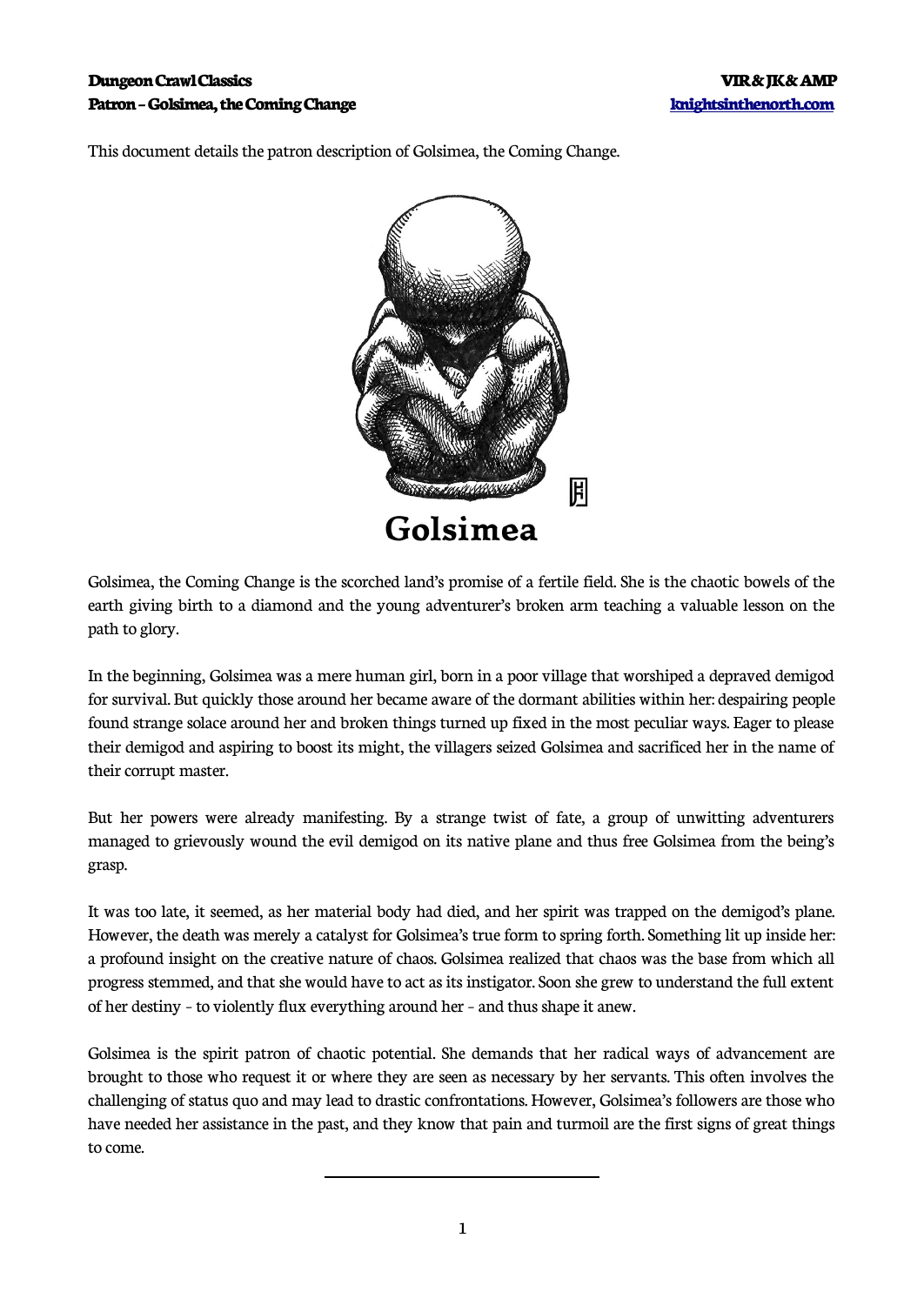This document details the patron description of Golsimea, the Coming Change.

# Golsimea

Golsimea, the Coming Change is the scorched land's promise of a fertile field. She is the chaotic bowels of the earth giving birth to a diamond and the young adventurer's broken arm teaching a valuable lesson on the path to glory.

In the beginning, Golsimea was a mere human girl, born in a poor village that worshiped a depraved demigod for survival. But quickly those around her became aware of the dormant abilities within her: despairing people found strange solace around her and broken things turned up fixed in the most peculiar ways. Eager to please their demigod and aspiring to boost its might, the villagers seized Golsimea and sacrificed her in the name of their corrupt master.

But her powers were already manifesting. By a strange twist of fate, a group of unwitting adventurers managed to grievously wound the evil demigod on its native plane and thus free Golsimea from the being's grasp.

It was too late, it seemed, as her material body had died, and her spirit was trapped on the demigod's plane. However, the death was merely a catalyst for Golsimea's true form to spring forth. Something lit up inside her: a profound insight on the creative nature of chaos. Golsimea realized that chaos was the base from which all progress stemmed, and that she would have to act as its instigator. Soon she grew to understand the full extent of her destiny – to violently flux everything around her – and thus shape it anew.

Golsimea is the spirit patron of chaotic potential. She demands that her radical ways of advancement are brought to those who request it or where they are seen as necessary by her servants. This often involves the challenging of status quo and may lead to drastic confrontations. However, Golsimea's followers are those who have needed her assistance in the past, and they know that pain and turmoil are the first signs of great things to come.

---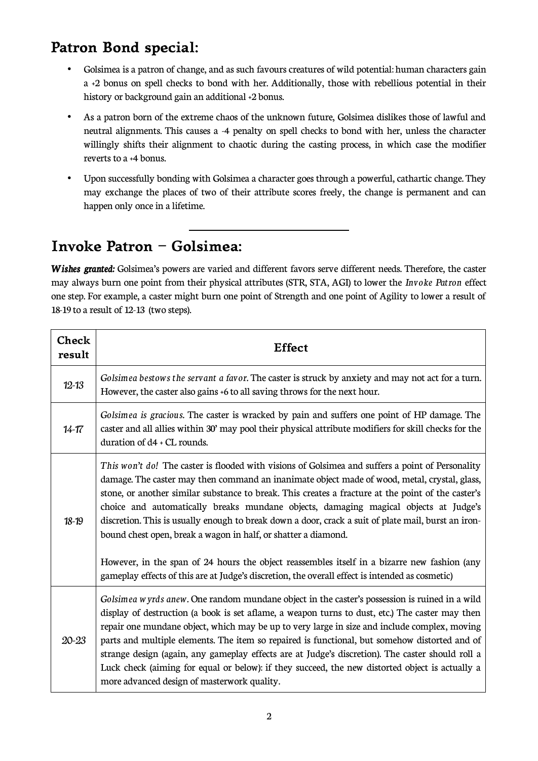## Patron Bond special:

- Golsimea is a patron of change, and as such favours creatures of wild potential: human characters gain a +2 bonus on spell checks to bond with her. Additionally, those with rebellious potential in their history or background gain an additional +2 bonus.
- As a patron born of the extreme chaos of the unknown future, Golsimea dislikes those of lawful and neutral alignments. This causes a -4 penalty on spell checks to bond with her, unless the character willingly shifts their alignment to chaotic during the casting process, in which case the modifier reverts to a +4 bonus.
- Upon successfully bonding with Golsimea a character goes through a powerful, cathartic change. They may exchange the places of two of their attribute scores freely, the change is permanent and can happen only once in a lifetime.

---

## Invoke Patron – Golsimea:

***Wishes granted:*** Golsimea's powers are varied and different favors serve different needs. Therefore, the caster may always burn one point from their physical attributes (STR, STA, AGI) to lower the *Invoke Patron* effect one step. For example, a caster might burn one point of Strength and one point of Agility to lower a result of 18-19 to a result of 12-13 (two steps).

| Check result | Effect |
|---|---|
| 12-13 | *Golsimea bestows the servant a favor.* The caster is struck by anxiety and may not act for a turn. However, the caster also gains +6 to all saving throws for the next hour. |
| 14-17 | *Golsimea is gracious.* The caster is wracked by pain and suffers one point of HP damage. The caster and all allies within 30' may pool their physical attribute modifiers for skill checks for the duration of d4 + CL rounds. |
| 18-19 | *This won't do!* The caster is flooded with visions of Golsimea and suffers a point of Personality damage. The caster may then command an inanimate object made of wood, metal, crystal, glass, stone, or another similar substance to break. This creates a fracture at the point of the caster's choice and automatically breaks mundane objects, damaging magical objects at Judge's discretion. This is usually enough to break down a door, crack a suit of plate mail, burst an iron-bound chest open, break a wagon in half, or shatter a diamond.<br><br>However, in the span of 24 hours the object reassembles itself in a bizarre new fashion (any gameplay effects of this are at Judge's discretion, the overall effect is intended as cosmetic) |
| 20-23 | *Golsimea wyrds anew.* One random mundane object in the caster's possession is ruined in a wild display of destruction (a book is set aflame, a weapon turns to dust, etc.) The caster may then repair one mundane object, which may be up to very large in size and include complex, moving parts and multiple elements. The item so repaired is functional, but somehow distorted and of strange design (again, any gameplay effects are at Judge's discretion). The caster should roll a Luck check (aiming for equal or below): if they succeed, the new distorted object is actually a more advanced design of masterwork quality. |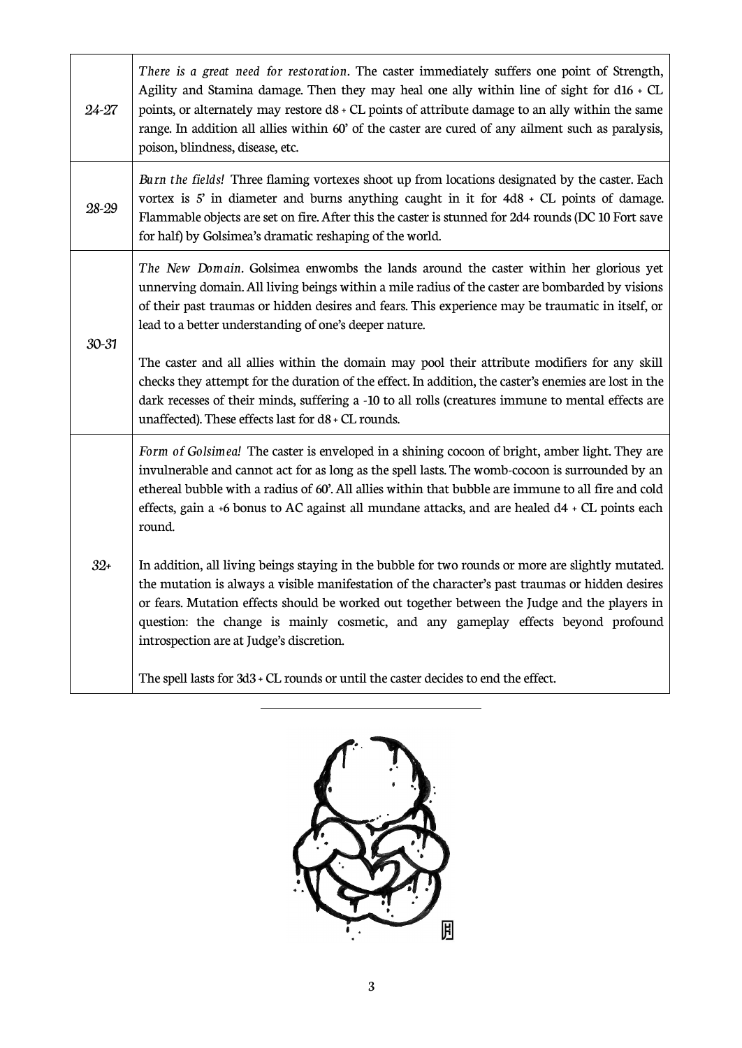| | |
|---|---|
| 24-27 | *There is a great need for restoration.* The caster immediately suffers one point of Strength, Agility and Stamina damage. Then they may heal one ally within line of sight for d16 + CL points, or alternately may restore d8 + CL points of attribute damage to an ally within the same range. In addition all allies within 60' of the caster are cured of any ailment such as paralysis, poison, blindness, disease, etc. |
| 28-29 | *Burn the fields!* Three flaming vortexes shoot up from locations designated by the caster. Each vortex is 5' in diameter and burns anything caught in it for 4d8 + CL points of damage. Flammable objects are set on fire. After this the caster is stunned for 2d4 rounds (DC 10 Fort save for half) by Golsimea's dramatic reshaping of the world. |
| 30-31 | *The New Domain.* Golsimea enwombs the lands around the caster within her glorious yet unnerving domain. All living beings within a mile radius of the caster are bombarded by visions of their past traumas or hidden desires and fears. This experience may be traumatic in itself, or lead to a better understanding of one's deeper nature.<br><br>The caster and all allies within the domain may pool their attribute modifiers for any skill checks they attempt for the duration of the effect. In addition, the caster's enemies are lost in the dark recesses of their minds, suffering a -10 to all rolls (creatures immune to mental effects are unaffected). These effects last for d8 + CL rounds. |
| 32+ | *Form of Golsimea!* The caster is enveloped in a shining cocoon of bright, amber light. They are invulnerable and cannot act for as long as the spell lasts. The womb-cocoon is surrounded by an ethereal bubble with a radius of 60'. All allies within that bubble are immune to all fire and cold effects, gain a +6 bonus to AC against all mundane attacks, and are healed d4 + CL points each round.<br><br>In addition, all living beings staying in the bubble for two rounds or more are slightly mutated. the mutation is always a visible manifestation of the character's past traumas or hidden desires or fears. Mutation effects should be worked out together between the Judge and the players in question: the change is mainly cosmetic, and any gameplay effects beyond profound introspection are at Judge's discretion.<br><br>The spell lasts for 3d3 + CL rounds or until the caster decides to end the effect. |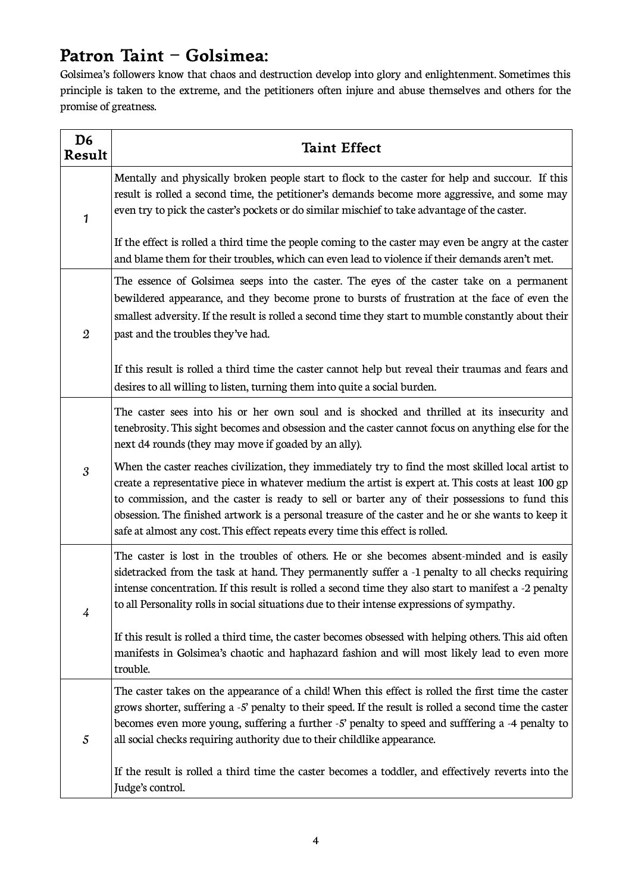## Patron Taint – Golsimea:

Golsimea's followers know that chaos and destruction develop into glory and enlightenment. Sometimes this principle is taken to the extreme, and the petitioners often injure and abuse themselves and others for the promise of greatness.

| D6 Result | Taint Effect |
|---|---|
| 1 | Mentally and physically broken people start to flock to the caster for help and succour. If this result is rolled a second time, the petitioner's demands become more aggressive, and some may even try to pick the caster's pockets or do similar mischief to take advantage of the caster.<br><br>If the effect is rolled a third time the people coming to the caster may even be angry at the caster and blame them for their troubles, which can even lead to violence if their demands aren't met. |
| 2 | The essence of Golsimea seeps into the caster. The eyes of the caster take on a permanent bewildered appearance, and they become prone to bursts of frustration at the face of even the smallest adversity. If the result is rolled a second time they start to mumble constantly about their past and the troubles they've had.<br><br>If this result is rolled a third time the caster cannot help but reveal their traumas and fears and desires to all willing to listen, turning them into quite a social burden. |
| 3 | The caster sees into his or her own soul and is shocked and thrilled at its insecurity and tenebrosity. This sight becomes and obsession and the caster cannot focus on anything else for the next d4 rounds (they may move if goaded by an ally).<br><br>When the caster reaches civilization, they immediately try to find the most skilled local artist to create a representative piece in whatever medium the artist is expert at. This costs at least 100 gp to commission, and the caster is ready to sell or barter any of their possessions to fund this obsession. The finished artwork is a personal treasure of the caster and he or she wants to keep it safe at almost any cost. This effect repeats every time this effect is rolled. |
| 4 | The caster is lost in the troubles of others. He or she becomes absent-minded and is easily sidetracked from the task at hand. They permanently suffer a -1 penalty to all checks requiring intense concentration. If this result is rolled a second time they also start to manifest a -2 penalty to all Personality rolls in social situations due to their intense expressions of sympathy.<br><br>If this result is rolled a third time, the caster becomes obsessed with helping others. This aid often manifests in Golsimea's chaotic and haphazard fashion and will most likely lead to even more trouble. |
| 5 | The caster takes on the appearance of a child! When this effect is rolled the first time the caster grows shorter, suffering a -5' penalty to their speed. If the result is rolled a second time the caster becomes even more young, suffering a further -5' penalty to speed and sufffering a -4 penalty to all social checks requiring authority due to their childlike appearance.<br><br>If the result is rolled a third time the caster becomes a toddler, and effectively reverts into the Judge's control. |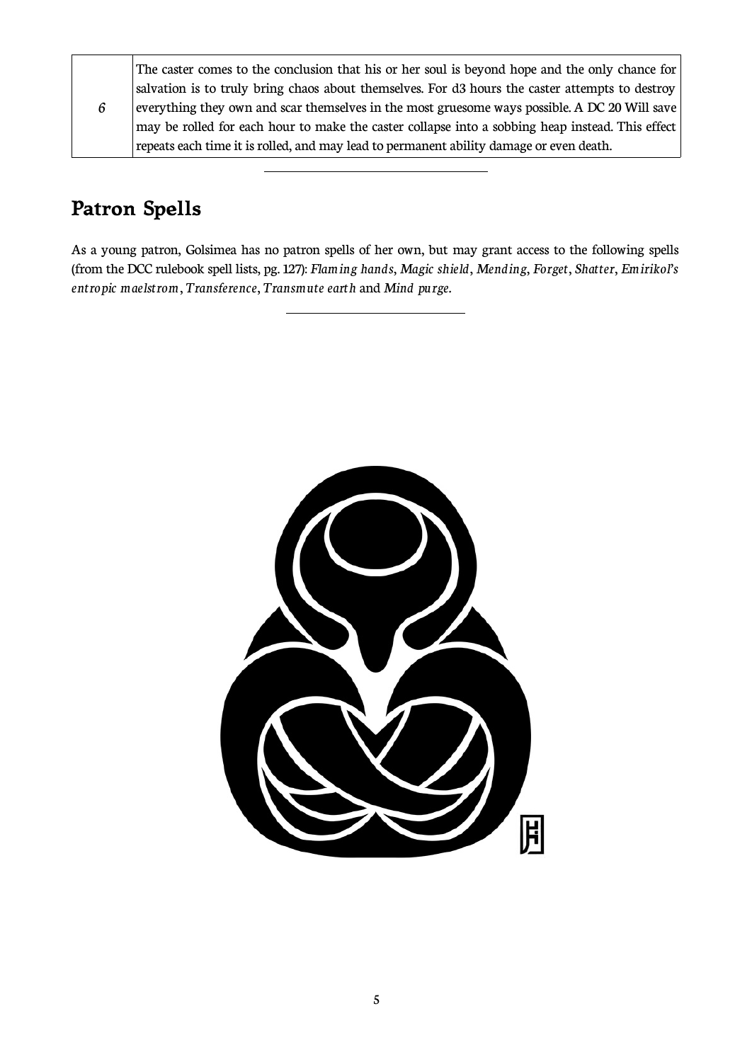| | |
|---|---|
| *6* | The caster comes to the conclusion that his or her soul is beyond hope and the only chance for salvation is to truly bring chaos about themselves. For d3 hours the caster attempts to destroy everything they own and scar themselves in the most gruesome ways possible. A DC 20 Will save may be rolled for each hour to make the caster collapse into a sobbing heap instead. This effect repeats each time it is rolled, and may lead to permanent ability damage or even death. |

---

## Patron Spells

As a young patron, Golsimea has no patron spells of her own, but may grant access to the following spells (from the DCC rulebook spell lists, pg. 127): *Flaming hands*, *Magic shield*, *Mending*, *Forget*, *Shatter*, *Emirikol's entropic maelstrom*, *Transference*, *Transmute earth* and *Mind purge*.

---